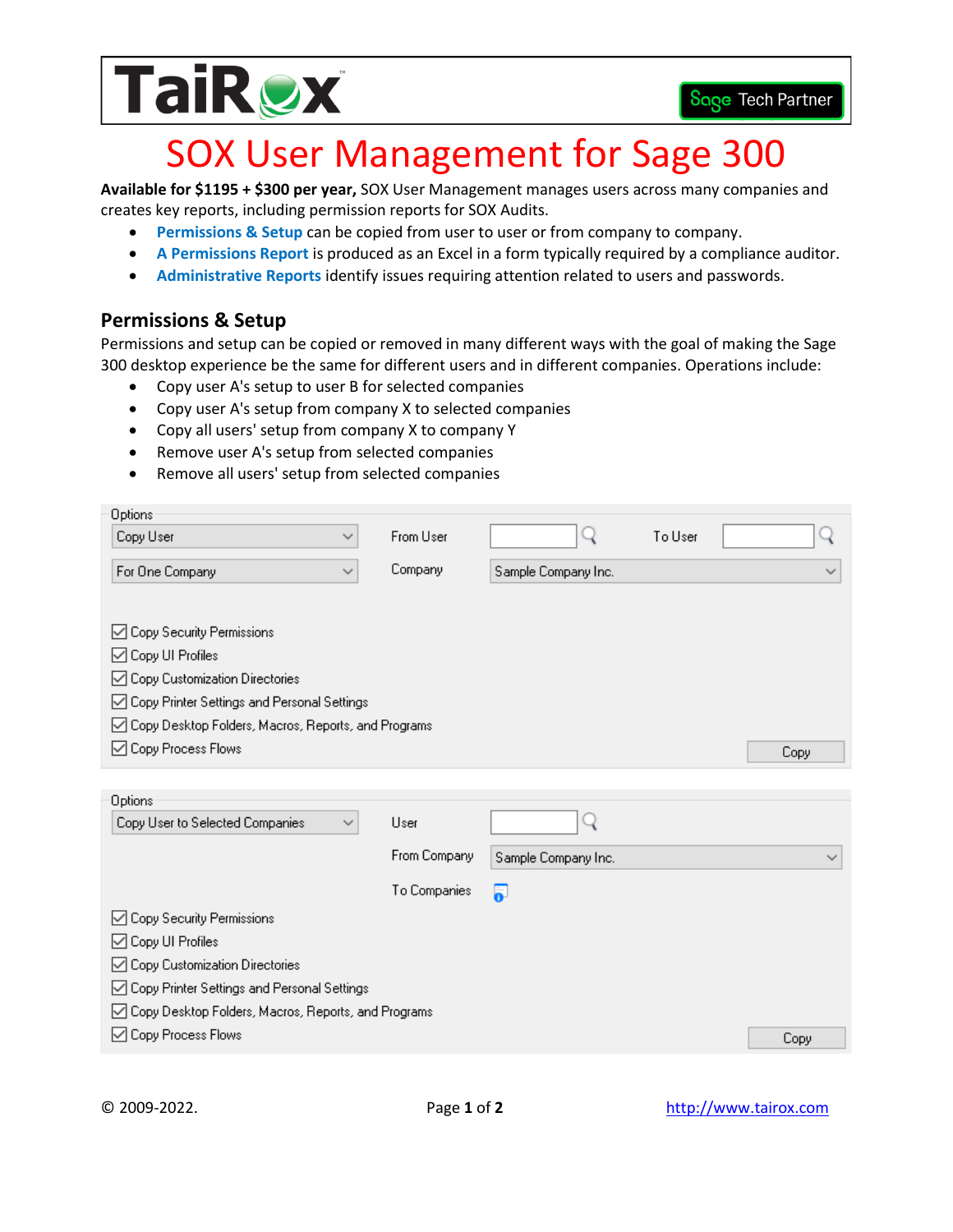# SOX User Management for Sage 300

**Available for $1195 + $300 per year,** SOX User Management manages users across many companies and creates key reports, including permission reports for SOX Audits.

- **Permissions & Setup** can be copied from user to user or from company to company.
- **A Permissions Report** is produced as an Excel in a form typically required by a compliance auditor.
- **Administrative Reports** identify issues requiring attention related to users and passwords.

## Permissions & Setup

Permissions and setup can be copied or removed in many different ways with the goal of making the Sage 300 desktop experience be the same for different users and in different companies. Operations include:

- Copy user A's setup to user B for selected companies
- Copy user A's setup from company X to selected companies
- Copy all users' setup from company X to company Y
- Remove user A's setup from selected companies
- Remove all users' setup from selected companies

Options

Copy User | From User | To User

For One Company | Company: Sample Company Inc.

- ☑ Copy Security Permissions
- ☑ Copy UI Profiles
- ☑ Copy Customization Directories
- ☑ Copy Printer Settings and Personal Settings
- ☑ Copy Desktop Folders, Macros, Reports, and Programs
- ☑ Copy Process Flows

Copy

Options

Copy User to Selected Companies | User

From Company: Sample Company Inc.

To Companies

- ☑ Copy Security Permissions
- ☑ Copy UI Profiles
- ☑ Copy Customization Directories
- ☑ Copy Printer Settings and Personal Settings
- ☑ Copy Desktop Folders, Macros, Reports, and Programs
- ☑ Copy Process Flows

Copy

© 2009-2022. http://www.tairox.com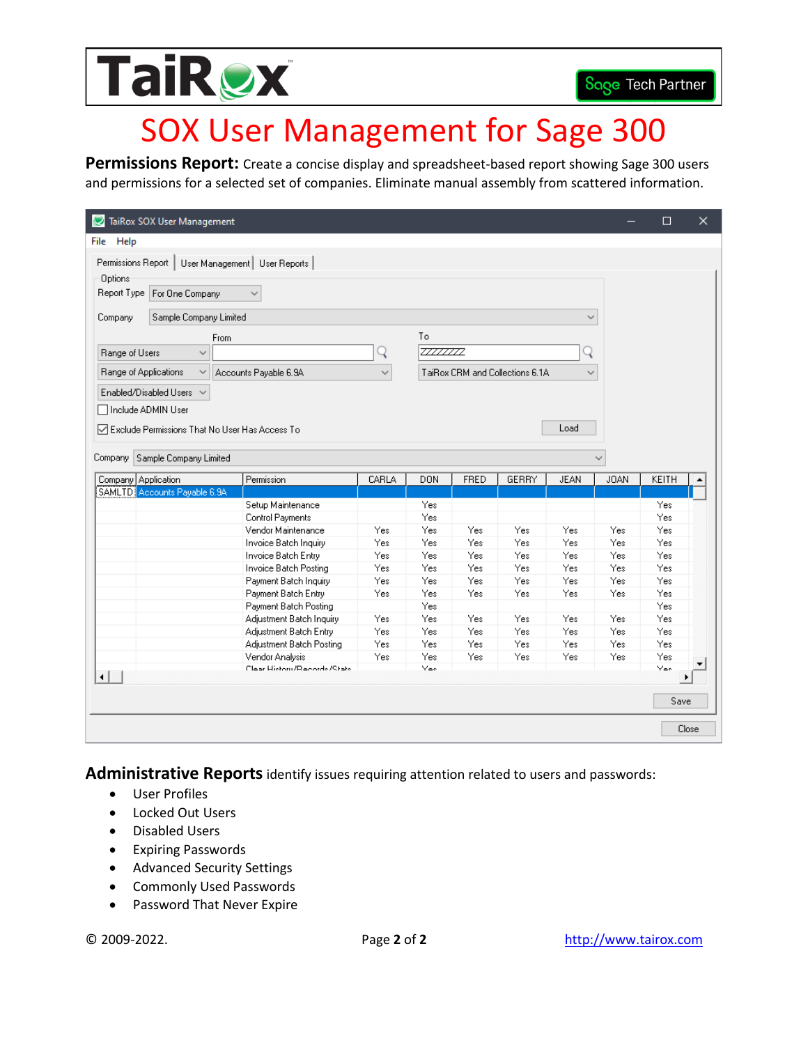# SOX User Management for Sage 300

**Permissions Report:** Create a concise display and spreadsheet-based report showing Sage 300 users and permissions for a selected set of companies. Eliminate manual assembly from scattered information.

**Administrative Reports** identify issues requiring attention related to users and passwords:

- User Profiles
- Locked Out Users
- Disabled Users
- Expiring Passwords
- Advanced Security Settings
- Commonly Used Passwords
- Password That Never Expire

© 2009-2022. http://www.tairox.com